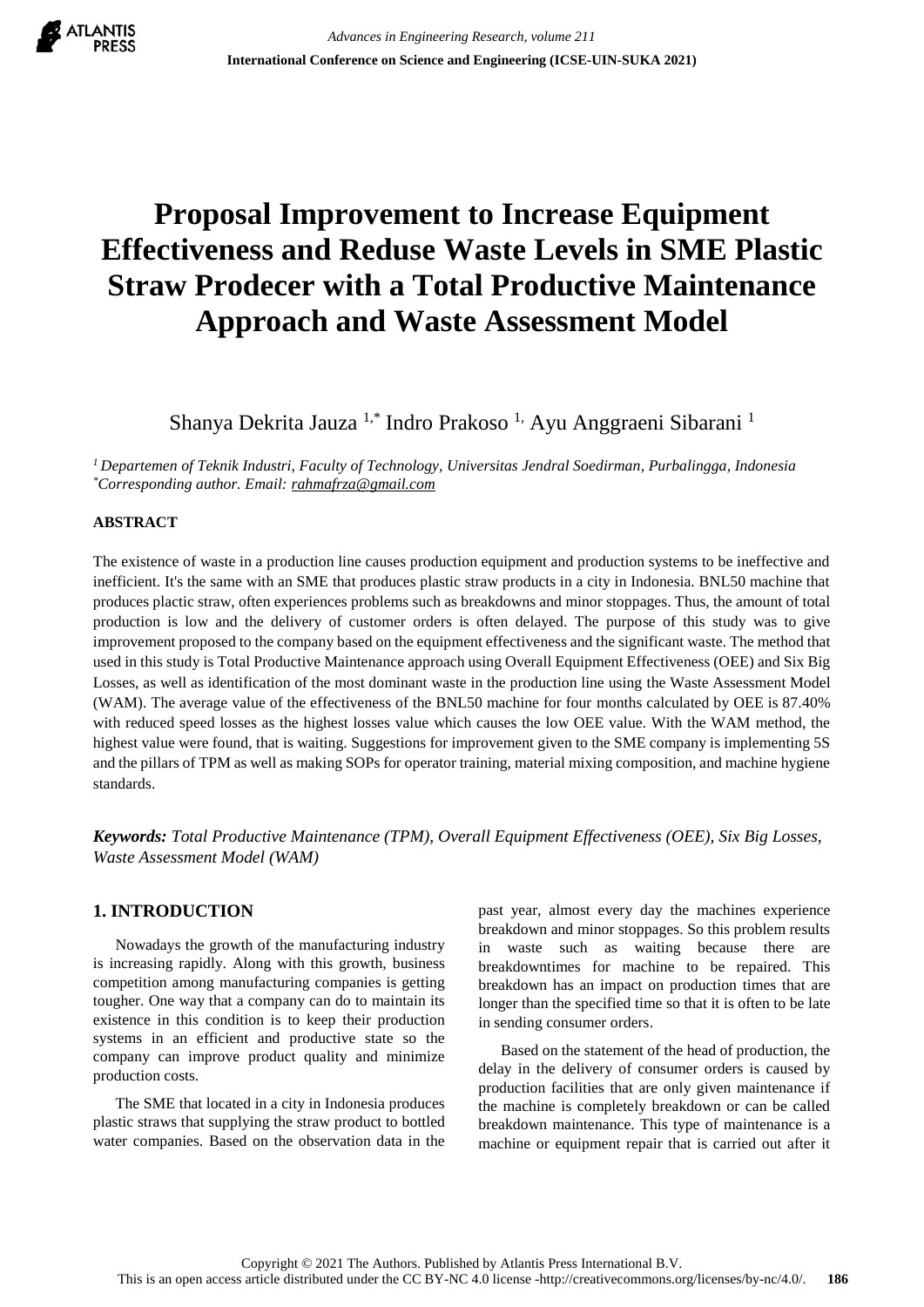# Proposal Improvement to Increase Equipment Effectiveness and Reduse Waste Levels in SME Plastic Straw Prodecer with a Total Productive Maintenance Approach and Waste Assessment Model

Shanya Dekrita Jauza [1,*] Indro Prakoso [1,] Ayu Anggraeni Sibarani [1]

[1] *Departemen of Teknik Industri, Faculty of Technology, Universitas Jendral Soedirman, Purbalingga, Indonesia*
[*] *Corresponding author. Email: rahmafrza@gmail.com*

## ABSTRACT

The existence of waste in a production line causes production equipment and production systems to be ineffective and inefficient. It's the same with an SME that produces plastic straw products in a city in Indonesia. BNL50 machine that produces plactic straw, often experiences problems such as breakdowns and minor stoppages. Thus, the amount of total production is low and the delivery of customer orders is often delayed. The purpose of this study was to give improvement proposed to the company based on the equipment effectiveness and the significant waste. The method that used in this study is Total Productive Maintenance approach using Overall Equipment Effectiveness (OEE) and Six Big Losses, as well as identification of the most dominant waste in the production line using the Waste Assessment Model (WAM). The average value of the effectiveness of the BNL50 machine for four months calculated by OEE is 87.40% with reduced speed losses as the highest losses value which causes the low OEE value. With the WAM method, the highest value were found, that is waiting. Suggestions for improvement given to the SME company is implementing 5S and the pillars of TPM as well as making SOPs for operator training, material mixing composition, and machine hygiene standards.

***Keywords:*** *Total Productive Maintenance (TPM), Overall Equipment Effectiveness (OEE), Six Big Losses, Waste Assessment Model (WAM)*

## 1. INTRODUCTION

Nowadays the growth of the manufacturing industry is increasing rapidly. Along with this growth, business competition among manufacturing companies is getting tougher. One way that a company can do to maintain its existence in this condition is to keep their production systems in an efficient and productive state so the company can improve product quality and minimize production costs.

The SME that located in a city in Indonesia produces plastic straws that supplying the straw product to bottled water companies. Based on the observation data in the past year, almost every day the machines experience breakdown and minor stoppages. So this problem results in waste such as waiting because there are breakdowntimes for machine to be repaired. This breakdown has an impact on production times that are longer than the specified time so that it is often to be late in sending consumer orders.

Based on the statement of the head of production, the delay in the delivery of consumer orders is caused by production facilities that are only given maintenance if the machine is completely breakdown or can be called breakdown maintenance. This type of maintenance is a machine or equipment repair that is carried out after it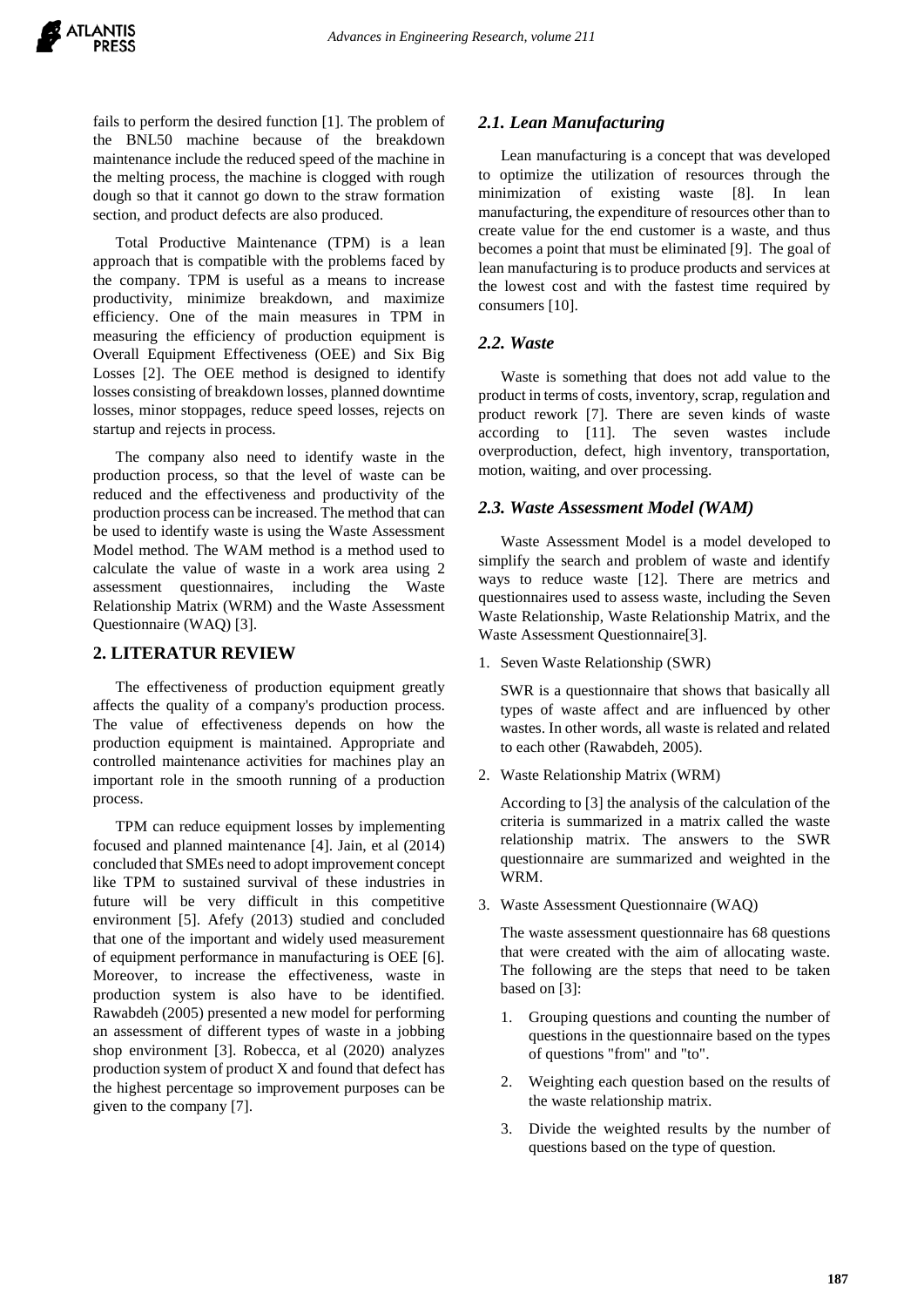fails to perform the desired function [1]. The problem of the BNL50 machine because of the breakdown maintenance include the reduced speed of the machine in the melting process, the machine is clogged with rough dough so that it cannot go down to the straw formation section, and product defects are also produced.

Total Productive Maintenance (TPM) is a lean approach that is compatible with the problems faced by the company. TPM is useful as a means to increase productivity, minimize breakdown, and maximize efficiency. One of the main measures in TPM in measuring the efficiency of production equipment is Overall Equipment Effectiveness (OEE) and Six Big Losses [2]. The OEE method is designed to identify losses consisting of breakdown losses, planned downtime losses, minor stoppages, reduce speed losses, rejects on startup and rejects in process.

The company also need to identify waste in the production process, so that the level of waste can be reduced and the effectiveness and productivity of the production process can be increased. The method that can be used to identify waste is using the Waste Assessment Model method. The WAM method is a method used to calculate the value of waste in a work area using 2 assessment questionnaires, including the Waste Relationship Matrix (WRM) and the Waste Assessment Questionnaire (WAQ) [3].

## 2. LITERATUR REVIEW

The effectiveness of production equipment greatly affects the quality of a company's production process. The value of effectiveness depends on how the production equipment is maintained. Appropriate and controlled maintenance activities for machines play an important role in the smooth running of a production process.

TPM can reduce equipment losses by implementing focused and planned maintenance [4]. Jain, et al (2014) concluded that SMEs need to adopt improvement concept like TPM to sustained survival of these industries in future will be very difficult in this competitive environment [5]. Afefy (2013) studied and concluded that one of the important and widely used measurement of equipment performance in manufacturing is OEE [6]. Moreover, to increase the effectiveness, waste in production system is also have to be identified. Rawabdeh (2005) presented a new model for performing an assessment of different types of waste in a jobbing shop environment [3]. Robecca, et al (2020) analyzes production system of product X and found that defect has the highest percentage so improvement purposes can be given to the company [7].

### *2.1. Lean Manufacturing*

Lean manufacturing is a concept that was developed to optimize the utilization of resources through the minimization of existing waste [8]. In lean manufacturing, the expenditure of resources other than to create value for the end customer is a waste, and thus becomes a point that must be eliminated [9]. The goal of lean manufacturing is to produce products and services at the lowest cost and with the fastest time required by consumers [10].

### *2.2. Waste*

Waste is something that does not add value to the product in terms of costs, inventory, scrap, regulation and product rework [7]. There are seven kinds of waste according to [11]. The seven wastes include overproduction, defect, high inventory, transportation, motion, waiting, and over processing.

### *2.3. Waste Assessment Model (WAM)*

Waste Assessment Model is a model developed to simplify the search and problem of waste and identify ways to reduce waste [12]. There are metrics and questionnaires used to assess waste, including the Seven Waste Relationship, Waste Relationship Matrix, and the Waste Assessment Questionnaire[3].

1. Seven Waste Relationship (SWR)

   SWR is a questionnaire that shows that basically all types of waste affect and are influenced by other wastes. In other words, all waste is related and related to each other (Rawabdeh, 2005).

2. Waste Relationship Matrix (WRM)

   According to [3] the analysis of the calculation of the criteria is summarized in a matrix called the waste relationship matrix. The answers to the SWR questionnaire are summarized and weighted in the WRM.

3. Waste Assessment Questionnaire (WAQ)

   The waste assessment questionnaire has 68 questions that were created with the aim of allocating waste. The following are the steps that need to be taken based on [3]:

   1. Grouping questions and counting the number of questions in the questionnaire based on the types of questions "from" and "to".
   2. Weighting each question based on the results of the waste relationship matrix.
   3. Divide the weighted results by the number of questions based on the type of question.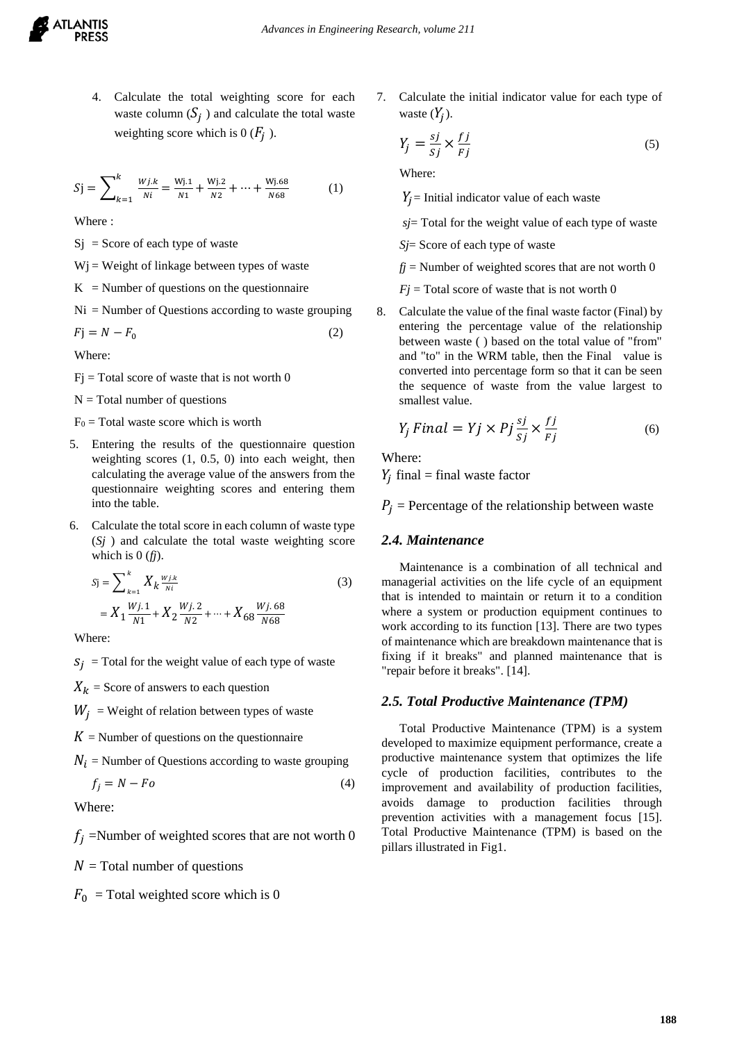4. Calculate the total weighting score for each waste column ($S_j$) and calculate the total waste weighting score which is 0 ($F_j$).

$$Sj = \sum_{k=1}^{k} \frac{Wj.k}{Ni} = \frac{Wj.1}{N1} + \frac{Wj.2}{N2} + \cdots + \frac{Wj.68}{N68} \quad (1)$$

Where :

Sj = Score of each type of waste

Wj = Weight of linkage between types of waste

K = Number of questions on the questionnaire

Ni = Number of Questions according to waste grouping

$$Fj = N - F_0 \quad (2)$$

Where:

Fj = Total score of waste that is not worth 0

N = Total number of questions

$F_0$ = Total waste score which is worth

5. Entering the results of the questionnaire question weighting scores (1, 0.5, 0) into each weight, then calculating the average value of the answers from the questionnaire weighting scores and entering them into the table.

6. Calculate the total score in each column of waste type (*Sj*) and calculate the total waste weighting score which is 0 (*fj*).

$$Sj = \sum_{k=1}^{k} X_k \frac{Wj.k}{Ni} \quad (3)$$

$$= X_1 \frac{Wj.1}{N1} + X_2 \frac{Wj.2}{N2} + \cdots + X_{68} \frac{Wj.68}{N68}$$

Where:

$s_j$ = Total for the weight value of each type of waste

$X_k$ = Score of answers to each question

$W_j$ = Weight of relation between types of waste

$K$ = Number of questions on the questionnaire

$N_i$ = Number of Questions according to waste grouping

$$f_j = N - Fo \quad (4)$$

Where:

$f_j$ =Number of weighted scores that are not worth 0

$N$ = Total number of questions

$F_0$ = Total weighted score which is 0

7. Calculate the initial indicator value for each type of waste ($Y_j$).

$$Y_j = \frac{sj}{Sj} \times \frac{fj}{Fj} \quad (5)$$

Where:

$Y_j$ = Initial indicator value of each waste

*sj*= Total for the weight value of each type of waste

*Sj*= Score of each type of waste

*fj* = Number of weighted scores that are not worth 0

*Fj* = Total score of waste that is not worth 0

8. Calculate the value of the final waste factor (Final) by entering the percentage value of the relationship between waste ( ) based on the total value of "from" and "to" in the WRM table, then the Final value is converted into percentage form so that it can be seen the sequence of waste from the value largest to smallest value.

$$Y_j\,Final = Yj \times Pj \frac{sj}{Sj} \times \frac{fj}{Fj} \quad (6)$$

Where:

$Y_j$ final = final waste factor

$P_j$ = Percentage of the relationship between waste

### 2.4. Maintenance

Maintenance is a combination of all technical and managerial activities on the life cycle of an equipment that is intended to maintain or return it to a condition where a system or production equipment continues to work according to its function [13]. There are two types of maintenance which are breakdown maintenance that is fixing if it breaks" and planned maintenance that is "repair before it breaks". [14].

### 2.5. Total Productive Maintenance (TPM)

Total Productive Maintenance (TPM) is a system developed to maximize equipment performance, create a productive maintenance system that optimizes the life cycle of production facilities, contributes to the improvement and availability of production facilities, avoids damage to production facilities through prevention activities with a management focus [15]. Total Productive Maintenance (TPM) is based on the pillars illustrated in Fig1.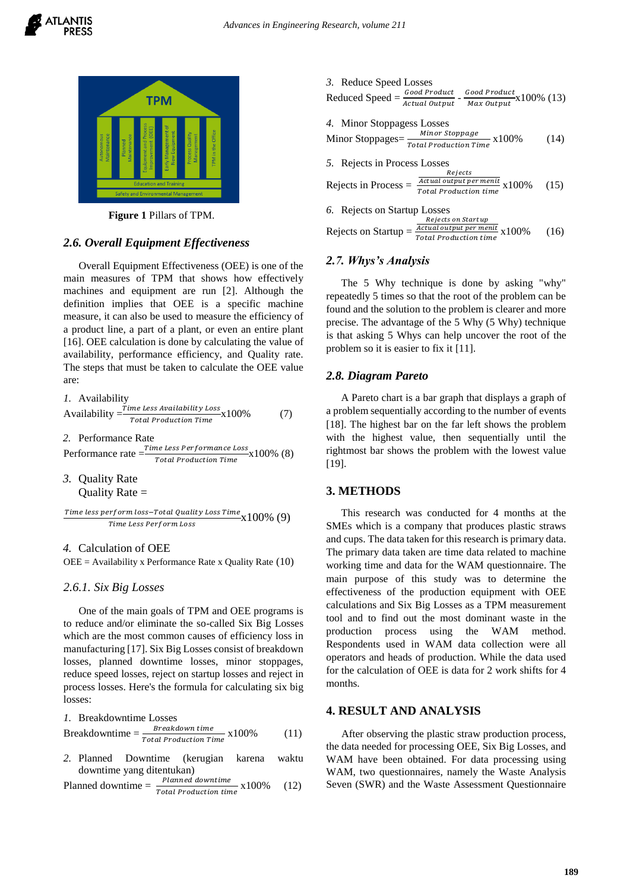Figure 1 Pillars of TPM.

### 2.6. Overall Equipment Effectiveness

Overall Equipment Effectiveness (OEE) is one of the main measures of TPM that shows how effectively machines and equipment are run [2]. Although the definition implies that OEE is a specific machine measure, it can also be used to measure the efficiency of a product line, a part of a plant, or even an entire plant [16]. OEE calculation is done by calculating the value of availability, performance efficiency, and Quality rate. The steps that must be taken to calculate the OEE value are:

1. Availability

$$\text{Availability} = \frac{\text{Time Less Availability Loss}}{\text{Total Production Time}} \text{x}100\% \quad (7)$$

2. Performance Rate

$$\text{Performance rate} = \frac{\text{Time Less Performance Loss}}{\text{Total Production Time}} \text{x}100\% \quad (8)$$

3. Quality Rate

Quality Rate =

$$\frac{\text{Time less perform loss} - \text{Total Quality Loss Time}}{\text{Time Less Perform Loss}} \text{x}100\% \quad (9)$$

4. Calculation of OEE

OEE = Availability x Performance Rate x Quality Rate (10)

#### 2.6.1. Six Big Losses

One of the main goals of TPM and OEE programs is to reduce and/or eliminate the so-called Six Big Losses which are the most common causes of efficiency loss in manufacturing [17]. Six Big Losses consist of breakdown losses, planned downtime losses, minor stoppages, reduce speed losses, reject on startup losses and reject in process losses. Here's the formula for calculating six big losses:

1. Breakdowntime Losses

$$\text{Breakdowntime} = \frac{\text{Breakdown time}}{\text{Total Production Time}} \text{x}100\% \quad (11)$$

2. Planned Downtime (kerugian karena waktu downtime yang ditentukan)

$$\text{Planned downtime} = \frac{\text{Planned downtime}}{\text{Total Production time}} \text{x}100\% \quad (12)$$

3. Reduce Speed Losses

$$\text{Reduced Speed} = \frac{\text{Good Product}}{\text{Actual Output}} - \frac{\text{Good Product}}{\text{Max Output}} \text{x}100\% \quad (13)$$

4. Minor Stoppagess Losses

$$\text{Minor Stoppages} = \frac{\text{Minor Stoppage}}{\text{Total Production Time}} \text{x}100\% \quad (14)$$

5. Rejects in Process Losses

$$\text{Rejects in Process} = \frac{\frac{\text{Rejects}}{\text{Actual output per menit}}}{\text{Total Production time}} \text{x}100\% \quad (15)$$

6. Rejects on Startup Losses

$$\text{Rejects on Startup} = \frac{\frac{\text{Rejects on Startup}}{\text{Actual output per menit}}}{\text{Total Production time}} \text{x}100\% \quad (16)$$

### 2.7. Whys's Analysis

The 5 Why technique is done by asking "why" repeatedly 5 times so that the root of the problem can be found and the solution to the problem is clearer and more precise. The advantage of the 5 Why (5 Why) technique is that asking 5 Whys can help uncover the root of the problem so it is easier to fix it [11].

### 2.8. Diagram Pareto

A Pareto chart is a bar graph that displays a graph of a problem sequentially according to the number of events [18]. The highest bar on the far left shows the problem with the highest value, then sequentially until the rightmost bar shows the problem with the lowest value [19].

## 3. METHODS

This research was conducted for 4 months at the SMEs which is a company that produces plastic straws and cups. The data taken for this research is primary data. The primary data taken are time data related to machine working time and data for the WAM questionnaire. The main purpose of this study was to determine the effectiveness of the production equipment with OEE calculations and Six Big Losses as a TPM measurement tool and to find out the most dominant waste in the production process using the WAM method. Respondents used in WAM data collection were all operators and heads of production. While the data used for the calculation of OEE is data for 2 work shifts for 4 months.

## 4. RESULT AND ANALYSIS

After observing the plastic straw production process, the data needed for processing OEE, Six Big Losses, and WAM have been obtained. For data processing using WAM, two questionnaires, namely the Waste Analysis Seven (SWR) and the Waste Assessment Questionnaire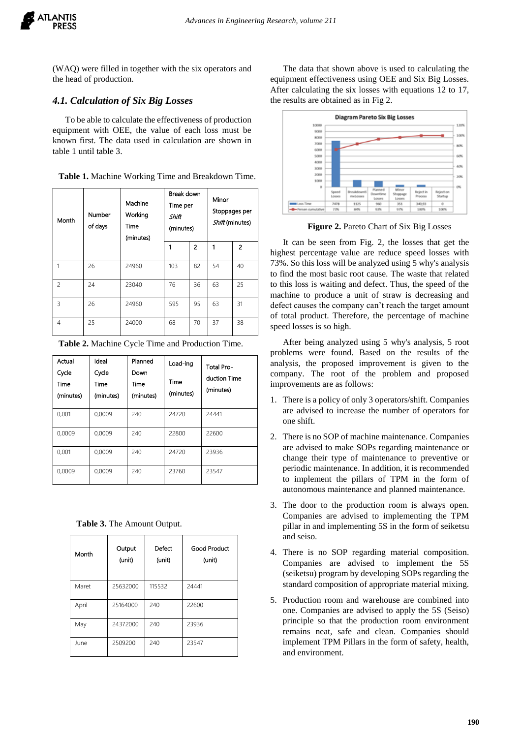(WAQ) were filled in together with the six operators and the head of production.

### 4.1. Calculation of Six Big Losses

To be able to calculate the effectiveness of production equipment with OEE, the value of each loss must be known first. The data used in calculation are shown in table 1 until table 3.

**Table 1.** Machine Working Time and Breakdown Time.

| Month | Number of days | Machine Working Time (minutes) | Break down Time per *Shift* (minutes) | | Minor Stoppages per *Shift* (minutes) | |
|---|---|---|---|---|---|---|
| | | | 1 | 2 | 1 | 2 |
| 1 | 26 | 24960 | 103 | 82 | 54 | 40 |
| 2 | 24 | 23040 | 76 | 36 | 63 | 25 |
| 3 | 26 | 24960 | 595 | 95 | 63 | 31 |
| 4 | 25 | 24000 | 68 | 70 | 37 | 38 |

**Table 2.** Machine Cycle Time and Production Time.

| Actual Cycle Time (minutes) | Ideal Cycle Time (minutes) | Planned Down Time (minutes) | Load-ing Time (minutes) | Total Pro-duction Time (minutes) |
|---|---|---|---|---|
| 0,001 | 0,0009 | 240 | 24720 | 24441 |
| 0,0009 | 0,0009 | 240 | 22800 | 22600 |
| 0,001 | 0,0009 | 240 | 24720 | 23936 |
| 0,0009 | 0,0009 | 240 | 23760 | 23547 |

**Table 3.** The Amount Output.

| Month | Output (unit) | Defect (unit) | Good Product (unit) |
|---|---|---|---|
| Maret | 25632000 | 115532 | 24441 |
| April | 25164000 | 240 | 22600 |
| May | 24372000 | 240 | 23936 |
| June | 2509200 | 240 | 23547 |

The data that shown above is used to calculating the equipment effectiveness using OEE and Six Big Losses. After calculating the six losses with equations 12 to 17, the results are obtained as in Fig 2.

**Figure 2.** Pareto Chart of Six Big Losses

It can be seen from Fig. 2, the losses that get the highest percentage value are reduce speed losses with 73%. So this loss will be analyzed using 5 why's analysis to find the most basic root cause. The waste that related to this loss is waiting and defect. Thus, the speed of the machine to produce a unit of straw is decreasing and defect causes the company can't reach the target amount of total product. Therefore, the percentage of machine speed losses is so high.

After being analyzed using 5 why's analysis, 5 root problems were found. Based on the results of the analysis, the proposed improvement is given to the company. The root of the problem and proposed improvements are as follows:

1. There is a policy of only 3 operators/shift. Companies are advised to increase the number of operators for one shift.
2. There is no SOP of machine maintenance. Companies are advised to make SOPs regarding maintenance or change their type of maintenance to preventive or periodic maintenance. In addition, it is recommended to implement the pillars of TPM in the form of autonomous maintenance and planned maintenance.
3. The door to the production room is always open. Companies are advised to implementing the TPM pillar and implementing 5S in the form of seiketsu and seiso.
4. There is no SOP regarding material composition. Companies are advised to implement the 5S (seiketsu) program by developing SOPs regarding the standard composition of appropriate material mixing.
5. Production room and warehouse are combined into one. Companies are advised to apply the 5S (Seiso) principle so that the production room environment remains neat, safe and clean. Companies should implement TPM Pillars in the form of safety, health, and environment.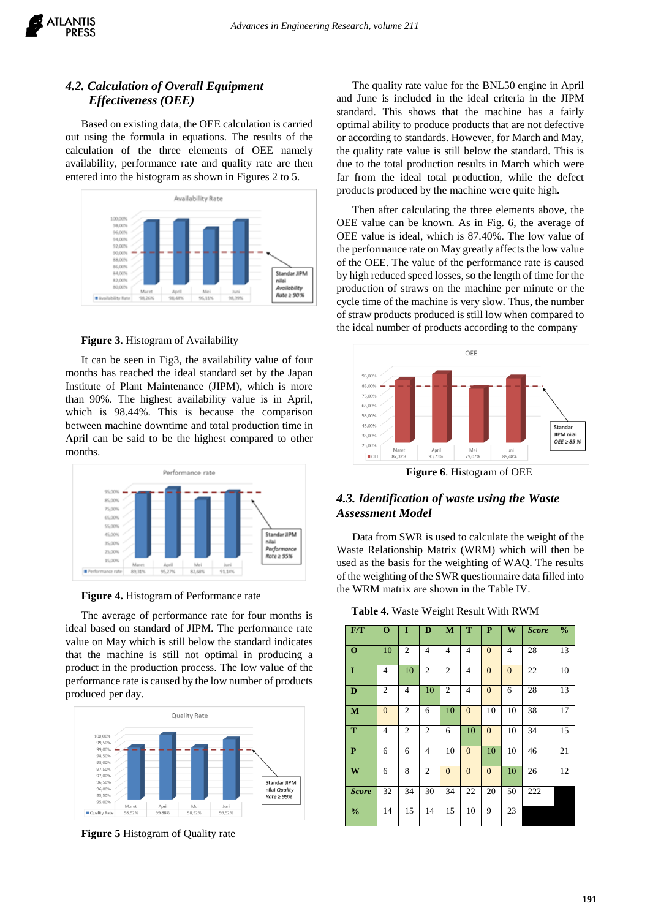### 4.2. Calculation of Overall Equipment Effectiveness (OEE)

Based on existing data, the OEE calculation is carried out using the formula in equations. The results of the calculation of the three elements of OEE namely availability, performance rate and quality rate are then entered into the histogram as shown in Figures 2 to 5.

**Figure 3**. Histogram of Availability

It can be seen in Fig3, the availability value of four months has reached the ideal standard set by the Japan Institute of Plant Maintenance (JIPM), which is more than 90%. The highest availability value is in April, which is 98.44%. This is because the comparison between machine downtime and total production time in April can be said to be the highest compared to other months.

**Figure 4.** Histogram of Performance rate

The average of performance rate for four months is ideal based on standard of JIPM. The performance rate value on May which is still below the standard indicates that the machine is still not optimal in producing a product in the production process. The low value of the performance rate is caused by the low number of products produced per day.

**Figure 5** Histogram of Quality rate

The quality rate value for the BNL50 engine in April and June is included in the ideal criteria in the JIPM standard. This shows that the machine has a fairly optimal ability to produce products that are not defective or according to standards. However, for March and May, the quality rate value is still below the standard. This is due to the total production results in March which were far from the ideal total production, while the defect products produced by the machine were quite high**.**

Then after calculating the three elements above, the OEE value can be known. As in Fig. 6, the average of OEE value is ideal, which is 87.40%. The low value of the performance rate on May greatly affects the low value of the OEE. The value of the performance rate is caused by high reduced speed losses, so the length of time for the production of straws on the machine per minute or the cycle time of the machine is very slow. Thus, the number of straw products produced is still low when compared to the ideal number of products according to the company

**Figure 6**. Histogram of OEE

### 4.3. Identification of waste using the Waste Assessment Model

Data from SWR is used to calculate the weight of the Waste Relationship Matrix (WRM) which will then be used as the basis for the weighting of WAQ. The results of the weighting of the SWR questionnaire data filled into the WRM matrix are shown in the Table IV.

**Table 4.** Waste Weight Result With RWM

| F/T | O | I | D | M | T | P | W | *Score* | % |
|---|---|---|---|---|---|---|---|---|---|
| **O** | 10 | 2 | 4 | 4 | 4 | 0 | 4 | 28 | 13 |
| **I** | 4 | 10 | 2 | 2 | 4 | 0 | 0 | 22 | 10 |
| **D** | 2 | 4 | 10 | 2 | 4 | 0 | 6 | 28 | 13 |
| **M** | 0 | 2 | 6 | 10 | 0 | 10 | 10 | 38 | 17 |
| **T** | 4 | 2 | 2 | 6 | 10 | 0 | 10 | 34 | 15 |
| **P** | 6 | 6 | 4 | 10 | 0 | 10 | 10 | 46 | 21 |
| **W** | 6 | 8 | 2 | 0 | 0 | 0 | 10 | 26 | 12 |
| ***Score*** | 32 | 34 | 30 | 34 | 22 | 20 | 50 | 222 | |
| **%** | 14 | 15 | 14 | 15 | 10 | 9 | 23 | | |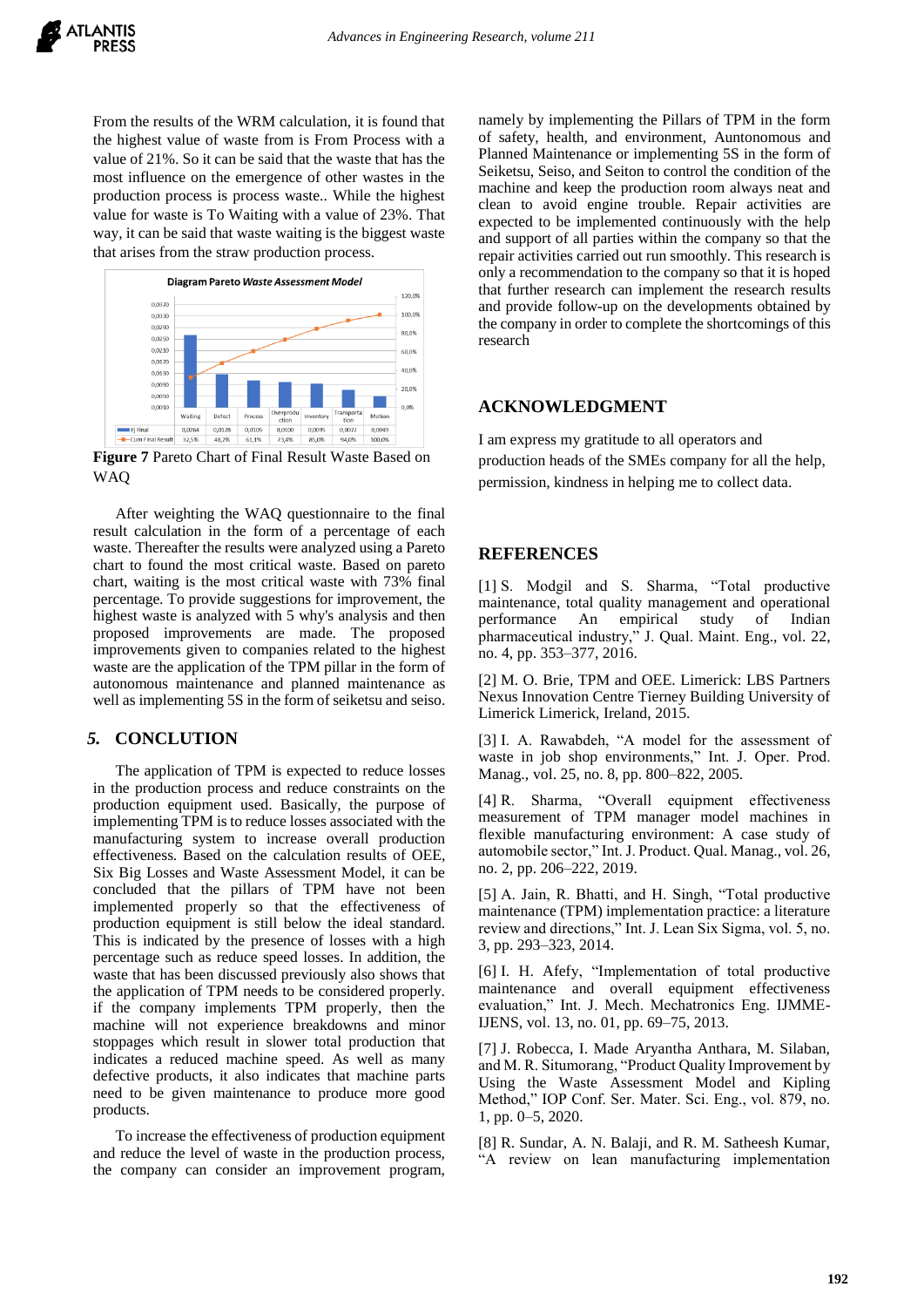From the results of the WRM calculation, it is found that the highest value of waste from is From Process with a value of 21%. So it can be said that the waste that has the most influence on the emergence of other wastes in the production process is process waste.. While the highest value for waste is To Waiting with a value of 23%. That way, it can be said that waste waiting is the biggest waste that arises from the straw production process.

**Figure 7** Pareto Chart of Final Result Waste Based on WAQ

After weighting the WAQ questionnaire to the final result calculation in the form of a percentage of each waste. Thereafter the results were analyzed using a Pareto chart to found the most critical waste. Based on pareto chart, waiting is the most critical waste with 73% final percentage. To provide suggestions for improvement, the highest waste is analyzed with 5 why's analysis and then proposed improvements are made. The proposed improvements given to companies related to the highest waste are the application of the TPM pillar in the form of autonomous maintenance and planned maintenance as well as implementing 5S in the form of seiketsu and seiso.

## *5.* CONCLUTION

The application of TPM is expected to reduce losses in the production process and reduce constraints on the production equipment used. Basically, the purpose of implementing TPM is to reduce losses associated with the manufacturing system to increase overall production effectiveness. Based on the calculation results of OEE, Six Big Losses and Waste Assessment Model, it can be concluded that the pillars of TPM have not been implemented properly so that the effectiveness of production equipment is still below the ideal standard. This is indicated by the presence of losses with a high percentage such as reduce speed losses. In addition, the waste that has been discussed previously also shows that the application of TPM needs to be considered properly. if the company implements TPM properly, then the machine will not experience breakdowns and minor stoppages which result in slower total production that indicates a reduced machine speed. As well as many defective products, it also indicates that machine parts need to be given maintenance to produce more good products.

To increase the effectiveness of production equipment and reduce the level of waste in the production process, the company can consider an improvement program, namely by implementing the Pillars of TPM in the form of safety, health, and environment, Auntonomous and Planned Maintenance or implementing 5S in the form of Seiketsu, Seiso, and Seiton to control the condition of the machine and keep the production room always neat and clean to avoid engine trouble. Repair activities are expected to be implemented continuously with the help and support of all parties within the company so that the repair activities carried out run smoothly. This research is only a recommendation to the company so that it is hoped that further research can implement the research results and provide follow-up on the developments obtained by the company in order to complete the shortcomings of this research

## ACKNOWLEDGMENT

I am express my gratitude to all operators and production heads of the SMEs company for all the help, permission, kindness in helping me to collect data.

## REFERENCES

[1] S. Modgil and S. Sharma, "Total productive maintenance, total quality management and operational performance An empirical study of Indian pharmaceutical industry," J. Qual. Maint. Eng., vol. 22, no. 4, pp. 353–377, 2016.

[2] M. O. Brie, TPM and OEE. Limerick: LBS Partners Nexus Innovation Centre Tierney Building University of Limerick Limerick, Ireland, 2015.

[3] I. A. Rawabdeh, "A model for the assessment of waste in job shop environments," Int. J. Oper. Prod. Manag., vol. 25, no. 8, pp. 800–822, 2005.

[4] R. Sharma, "Overall equipment effectiveness measurement of TPM manager model machines in flexible manufacturing environment: A case study of automobile sector," Int. J. Product. Qual. Manag., vol. 26, no. 2, pp. 206–222, 2019.

[5] A. Jain, R. Bhatti, and H. Singh, "Total productive maintenance (TPM) implementation practice: a literature review and directions," Int. J. Lean Six Sigma, vol. 5, no. 3, pp. 293–323, 2014.

[6] I. H. Afefy, "Implementation of total productive maintenance and overall equipment effectiveness evaluation," Int. J. Mech. Mechatronics Eng. IJMME-IJENS, vol. 13, no. 01, pp. 69–75, 2013.

[7] J. Robecca, I. Made Aryantha Anthara, M. Silaban, and M. R. Situmorang, "Product Quality Improvement by Using the Waste Assessment Model and Kipling Method," IOP Conf. Ser. Mater. Sci. Eng., vol. 879, no. 1, pp. 0–5, 2020.

[8] R. Sundar, A. N. Balaji, and R. M. Satheesh Kumar, "A review on lean manufacturing implementation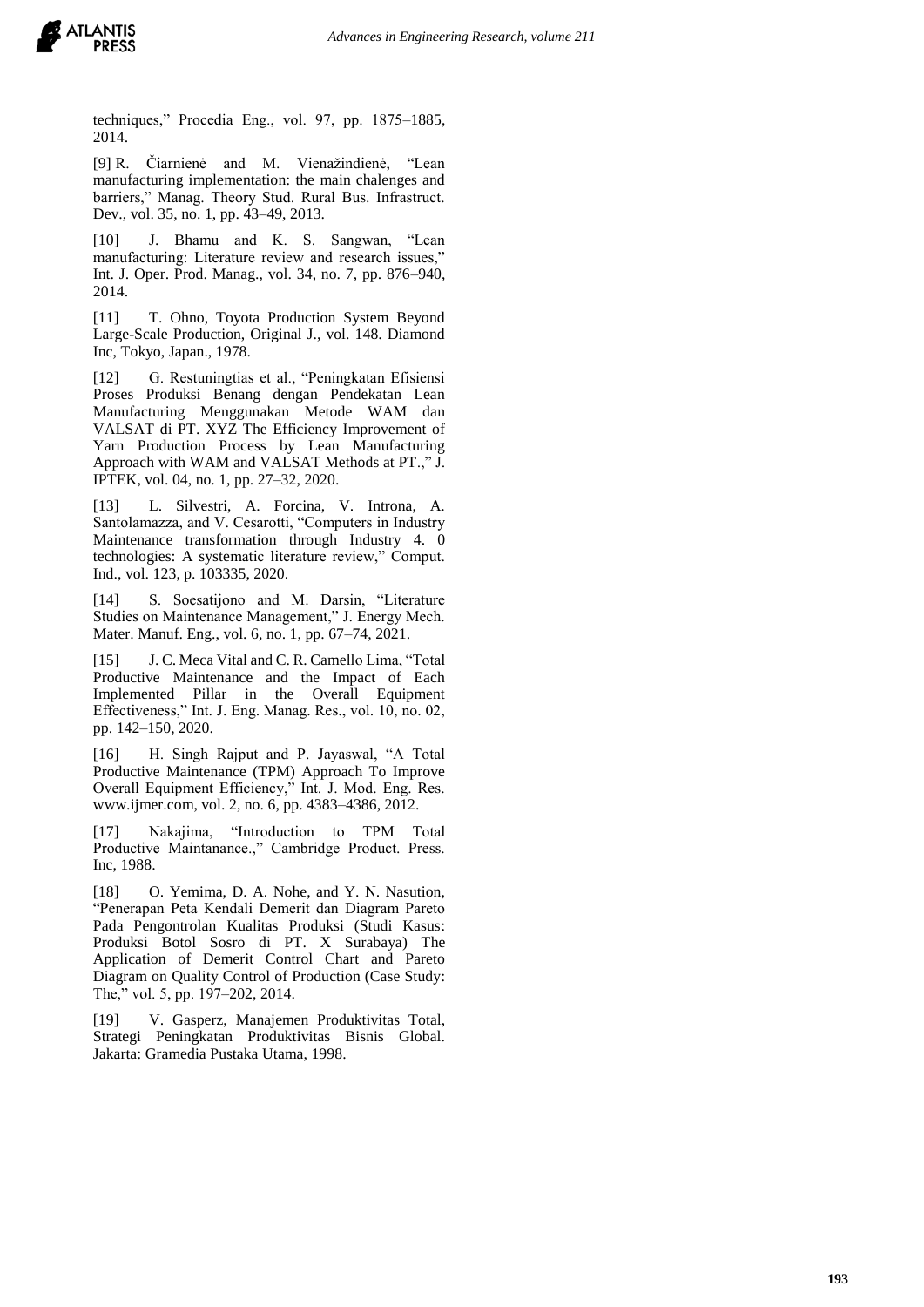techniques," Procedia Eng., vol. 97, pp. 1875–1885, 2014.

[9] R. Čiarnienė and M. Vienažindienė, "Lean manufacturing implementation: the main chalenges and barriers," Manag. Theory Stud. Rural Bus. Infrastruct. Dev., vol. 35, no. 1, pp. 43–49, 2013.

[10] J. Bhamu and K. S. Sangwan, "Lean manufacturing: Literature review and research issues," Int. J. Oper. Prod. Manag., vol. 34, no. 7, pp. 876–940, 2014.

[11] T. Ohno, Toyota Production System Beyond Large-Scale Production, Original J., vol. 148. Diamond Inc, Tokyo, Japan., 1978.

[12] G. Restuningtias et al., "Peningkatan Efisiensi Proses Produksi Benang dengan Pendekatan Lean Manufacturing Menggunakan Metode WAM dan VALSAT di PT. XYZ The Efficiency Improvement of Yarn Production Process by Lean Manufacturing Approach with WAM and VALSAT Methods at PT.," J. IPTEK, vol. 04, no. 1, pp. 27–32, 2020.

[13] L. Silvestri, A. Forcina, V. Introna, A. Santolamazza, and V. Cesarotti, "Computers in Industry Maintenance transformation through Industry 4. 0 technologies: A systematic literature review," Comput. Ind., vol. 123, p. 103335, 2020.

[14] S. Soesatijono and M. Darsin, "Literature Studies on Maintenance Management," J. Energy Mech. Mater. Manuf. Eng., vol. 6, no. 1, pp. 67–74, 2021.

[15] J. C. Meca Vital and C. R. Camello Lima, "Total Productive Maintenance and the Impact of Each Implemented Pillar in the Overall Equipment Effectiveness," Int. J. Eng. Manag. Res., vol. 10, no. 02, pp. 142–150, 2020.

[16] H. Singh Rajput and P. Jayaswal, "A Total Productive Maintenance (TPM) Approach To Improve Overall Equipment Efficiency," Int. J. Mod. Eng. Res. www.ijmer.com, vol. 2, no. 6, pp. 4383–4386, 2012.

[17] Nakajima, "Introduction to TPM Total Productive Maintanance.," Cambridge Product. Press. Inc, 1988.

[18] O. Yemima, D. A. Nohe, and Y. N. Nasution, "Penerapan Peta Kendali Demerit dan Diagram Pareto Pada Pengontrolan Kualitas Produksi (Studi Kasus: Produksi Botol Sosro di PT. X Surabaya) The Application of Demerit Control Chart and Pareto Diagram on Quality Control of Production (Case Study: The," vol. 5, pp. 197–202, 2014.

[19] V. Gasperz, Manajemen Produktivitas Total, Strategi Peningkatan Produktivitas Bisnis Global. Jakarta: Gramedia Pustaka Utama, 1998.